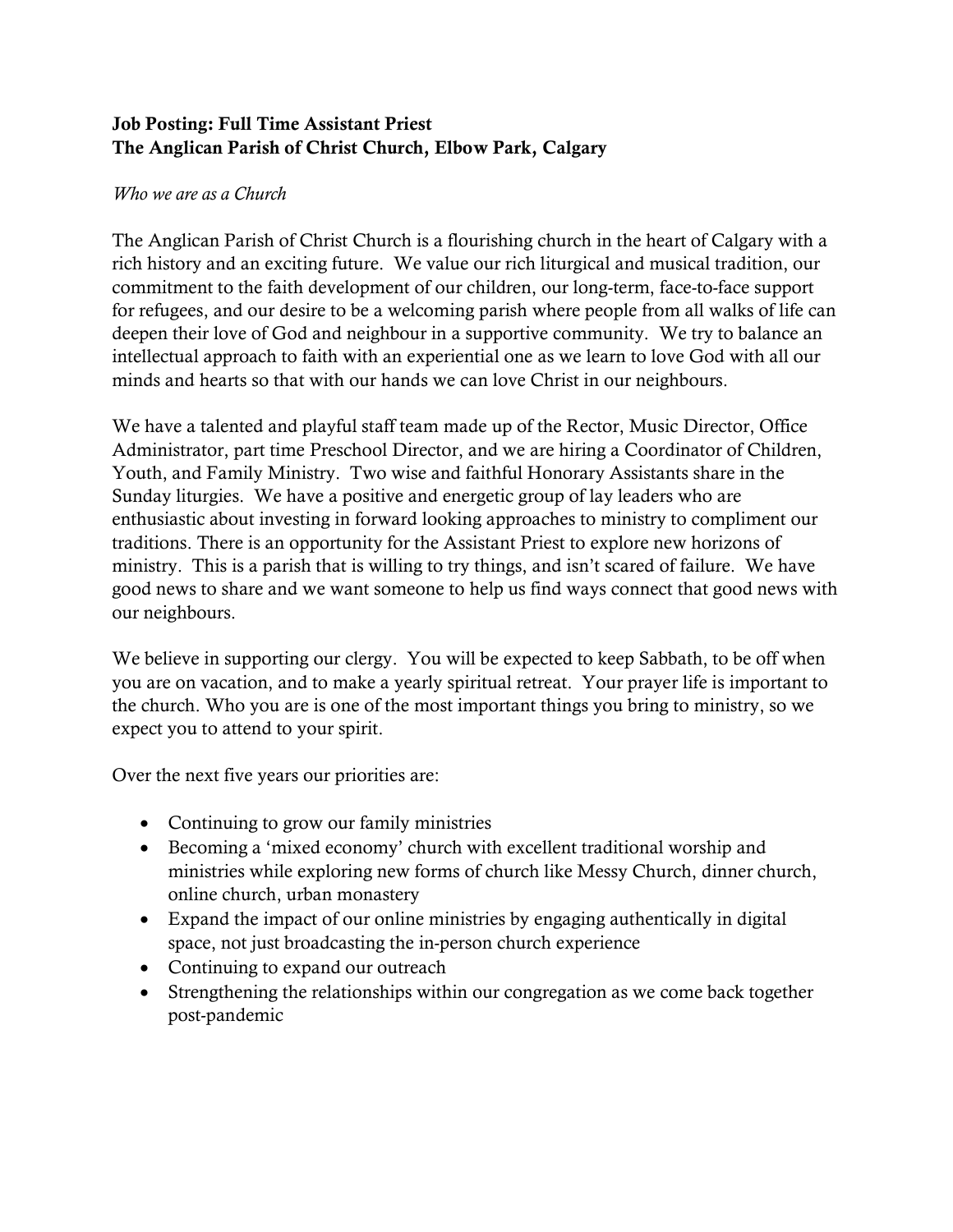**Job Posting: Full Time Assistant Priest**
**The Anglican Parish of Christ Church, Elbow Park, Calgary**

*Who we are as a Church*

The Anglican Parish of Christ Church is a flourishing church in the heart of Calgary with a rich history and an exciting future. We value our rich liturgical and musical tradition, our commitment to the faith development of our children, our long-term, face-to-face support for refugees, and our desire to be a welcoming parish where people from all walks of life can deepen their love of God and neighbour in a supportive community. We try to balance an intellectual approach to faith with an experiential one as we learn to love God with all our minds and hearts so that with our hands we can love Christ in our neighbours.

We have a talented and playful staff team made up of the Rector, Music Director, Office Administrator, part time Preschool Director, and we are hiring a Coordinator of Children, Youth, and Family Ministry. Two wise and faithful Honorary Assistants share in the Sunday liturgies. We have a positive and energetic group of lay leaders who are enthusiastic about investing in forward looking approaches to ministry to compliment our traditions. There is an opportunity for the Assistant Priest to explore new horizons of ministry. This is a parish that is willing to try things, and isn't scared of failure. We have good news to share and we want someone to help us find ways connect that good news with our neighbours.

We believe in supporting our clergy. You will be expected to keep Sabbath, to be off when you are on vacation, and to make a yearly spiritual retreat. Your prayer life is important to the church. Who you are is one of the most important things you bring to ministry, so we expect you to attend to your spirit.

Over the next five years our priorities are:

- Continuing to grow our family ministries
- Becoming a 'mixed economy' church with excellent traditional worship and ministries while exploring new forms of church like Messy Church, dinner church, online church, urban monastery
- Expand the impact of our online ministries by engaging authentically in digital space, not just broadcasting the in-person church experience
- Continuing to expand our outreach
- Strengthening the relationships within our congregation as we come back together post-pandemic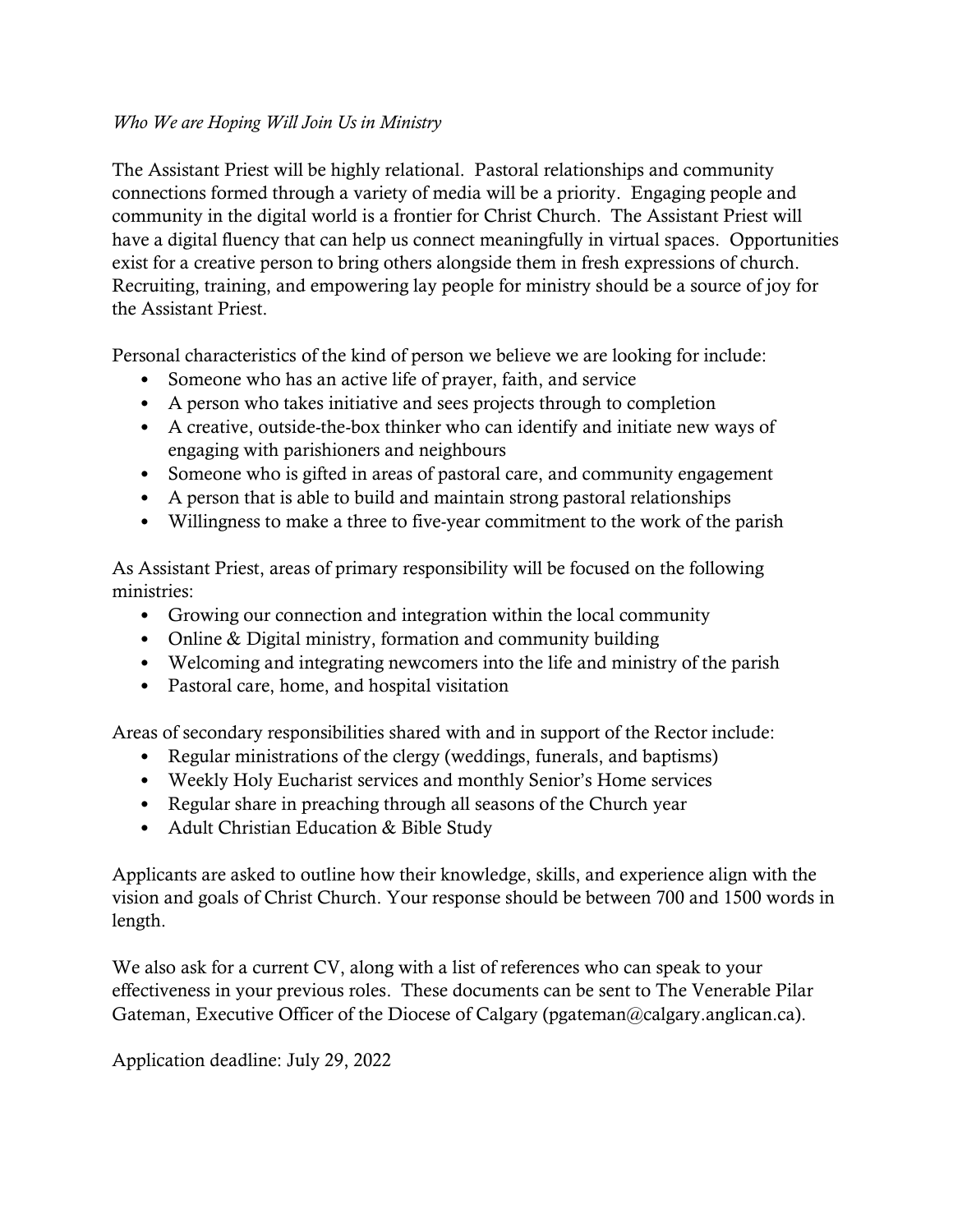*Who We are Hoping Will Join Us in Ministry*

The Assistant Priest will be highly relational. Pastoral relationships and community connections formed through a variety of media will be a priority. Engaging people and community in the digital world is a frontier for Christ Church. The Assistant Priest will have a digital fluency that can help us connect meaningfully in virtual spaces. Opportunities exist for a creative person to bring others alongside them in fresh expressions of church. Recruiting, training, and empowering lay people for ministry should be a source of joy for the Assistant Priest.

Personal characteristics of the kind of person we believe we are looking for include:

- Someone who has an active life of prayer, faith, and service
- A person who takes initiative and sees projects through to completion
- A creative, outside-the-box thinker who can identify and initiate new ways of engaging with parishioners and neighbours
- Someone who is gifted in areas of pastoral care, and community engagement
- A person that is able to build and maintain strong pastoral relationships
- Willingness to make a three to five-year commitment to the work of the parish

As Assistant Priest, areas of primary responsibility will be focused on the following ministries:

- Growing our connection and integration within the local community
- Online & Digital ministry, formation and community building
- Welcoming and integrating newcomers into the life and ministry of the parish
- Pastoral care, home, and hospital visitation

Areas of secondary responsibilities shared with and in support of the Rector include:

- Regular ministrations of the clergy (weddings, funerals, and baptisms)
- Weekly Holy Eucharist services and monthly Senior's Home services
- Regular share in preaching through all seasons of the Church year
- Adult Christian Education & Bible Study

Applicants are asked to outline how their knowledge, skills, and experience align with the vision and goals of Christ Church. Your response should be between 700 and 1500 words in length.

We also ask for a current CV, along with a list of references who can speak to your effectiveness in your previous roles. These documents can be sent to The Venerable Pilar Gateman, Executive Officer of the Diocese of Calgary (pgateman@calgary.anglican.ca).

Application deadline: July 29, 2022